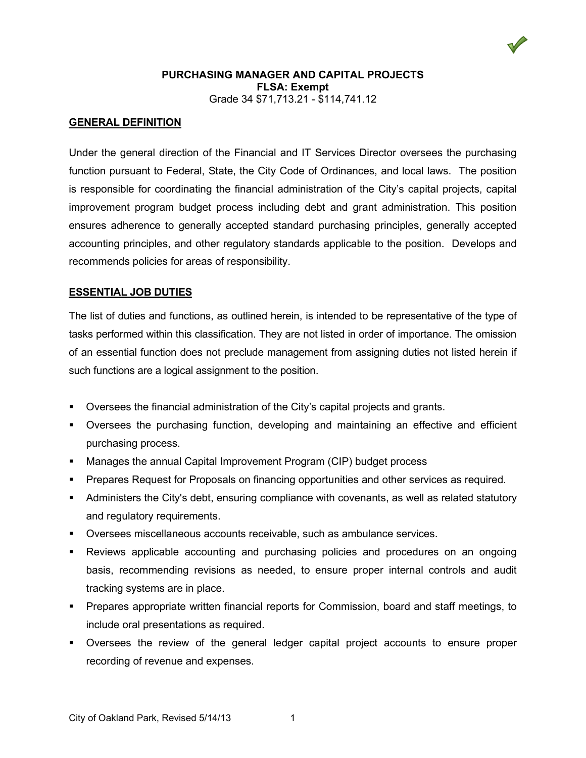**PURCHASING MANAGER AND CAPITAL PROJECTS**
**FLSA: Exempt**
Grade 34 $71,713.21 - $114,741.12

## GENERAL DEFINITION

Under the general direction of the Financial and IT Services Director oversees the purchasing function pursuant to Federal, State, the City Code of Ordinances, and local laws. The position is responsible for coordinating the financial administration of the City's capital projects, capital improvement program budget process including debt and grant administration. This position ensures adherence to generally accepted standard purchasing principles, generally accepted accounting principles, and other regulatory standards applicable to the position. Develops and recommends policies for areas of responsibility.

## ESSENTIAL JOB DUTIES

The list of duties and functions, as outlined herein, is intended to be representative of the type of tasks performed within this classification. They are not listed in order of importance. The omission of an essential function does not preclude management from assigning duties not listed herein if such functions are a logical assignment to the position.

- Oversees the financial administration of the City's capital projects and grants.
- Oversees the purchasing function, developing and maintaining an effective and efficient purchasing process.
- Manages the annual Capital Improvement Program (CIP) budget process
- Prepares Request for Proposals on financing opportunities and other services as required.
- Administers the City's debt, ensuring compliance with covenants, as well as related statutory and regulatory requirements.
- Oversees miscellaneous accounts receivable, such as ambulance services.
- Reviews applicable accounting and purchasing policies and procedures on an ongoing basis, recommending revisions as needed, to ensure proper internal controls and audit tracking systems are in place.
- Prepares appropriate written financial reports for Commission, board and staff meetings, to include oral presentations as required.
- Oversees the review of the general ledger capital project accounts to ensure proper recording of revenue and expenses.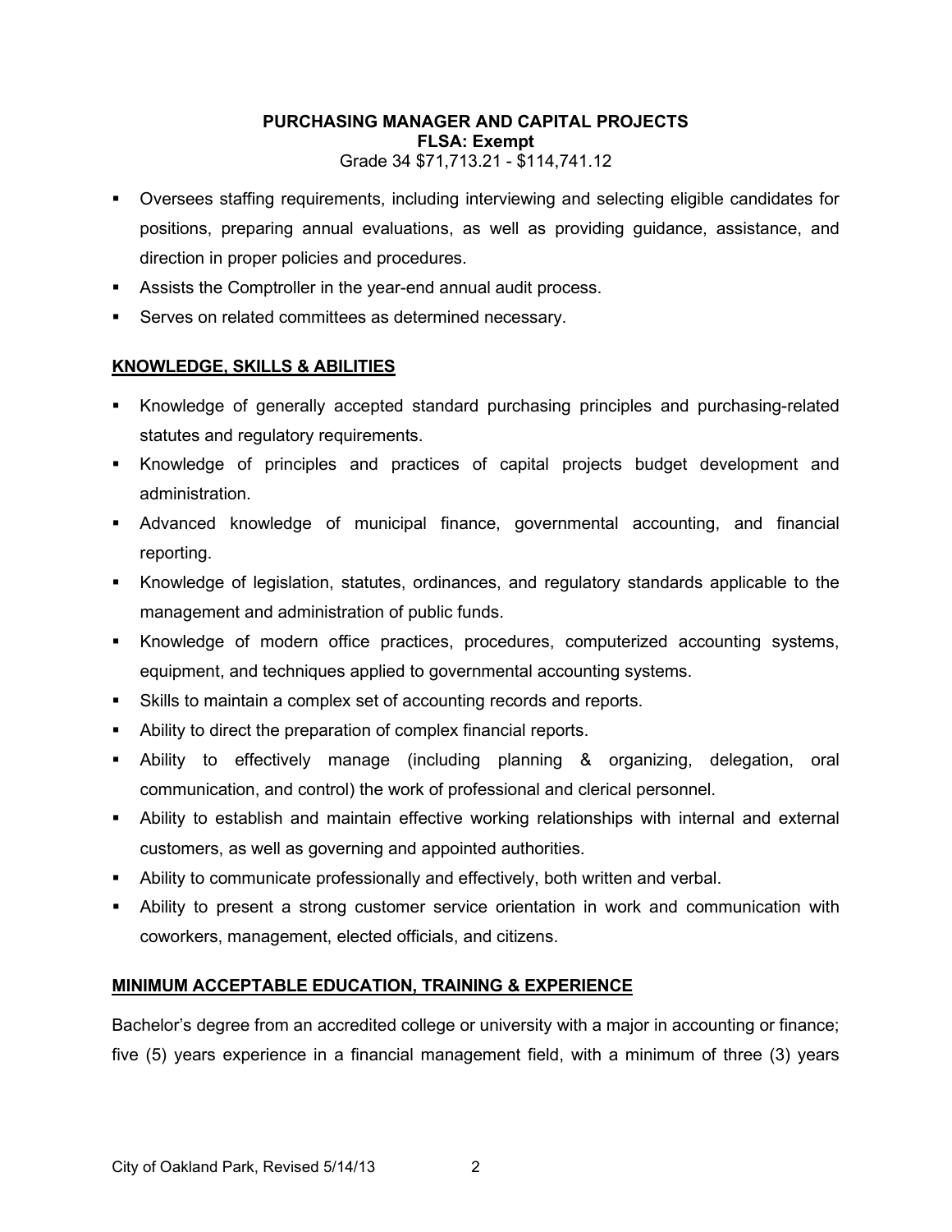**PURCHASING MANAGER AND CAPITAL PROJECTS**
**FLSA: Exempt**
Grade 34 $71,713.21 - $114,741.12

- Oversees staffing requirements, including interviewing and selecting eligible candidates for positions, preparing annual evaluations, as well as providing guidance, assistance, and direction in proper policies and procedures.
- Assists the Comptroller in the year-end annual audit process.
- Serves on related committees as determined necessary.

## KNOWLEDGE, SKILLS & ABILITIES

- Knowledge of generally accepted standard purchasing principles and purchasing-related statutes and regulatory requirements.
- Knowledge of principles and practices of capital projects budget development and administration.
- Advanced knowledge of municipal finance, governmental accounting, and financial reporting.
- Knowledge of legislation, statutes, ordinances, and regulatory standards applicable to the management and administration of public funds.
- Knowledge of modern office practices, procedures, computerized accounting systems, equipment, and techniques applied to governmental accounting systems.
- Skills to maintain a complex set of accounting records and reports.
- Ability to direct the preparation of complex financial reports.
- Ability to effectively manage (including planning & organizing, delegation, oral communication, and control) the work of professional and clerical personnel.
- Ability to establish and maintain effective working relationships with internal and external customers, as well as governing and appointed authorities.
- Ability to communicate professionally and effectively, both written and verbal.
- Ability to present a strong customer service orientation in work and communication with coworkers, management, elected officials, and citizens.

## MINIMUM ACCEPTABLE EDUCATION, TRAINING & EXPERIENCE

Bachelor's degree from an accredited college or university with a major in accounting or finance; five (5) years experience in a financial management field, with a minimum of three (3) years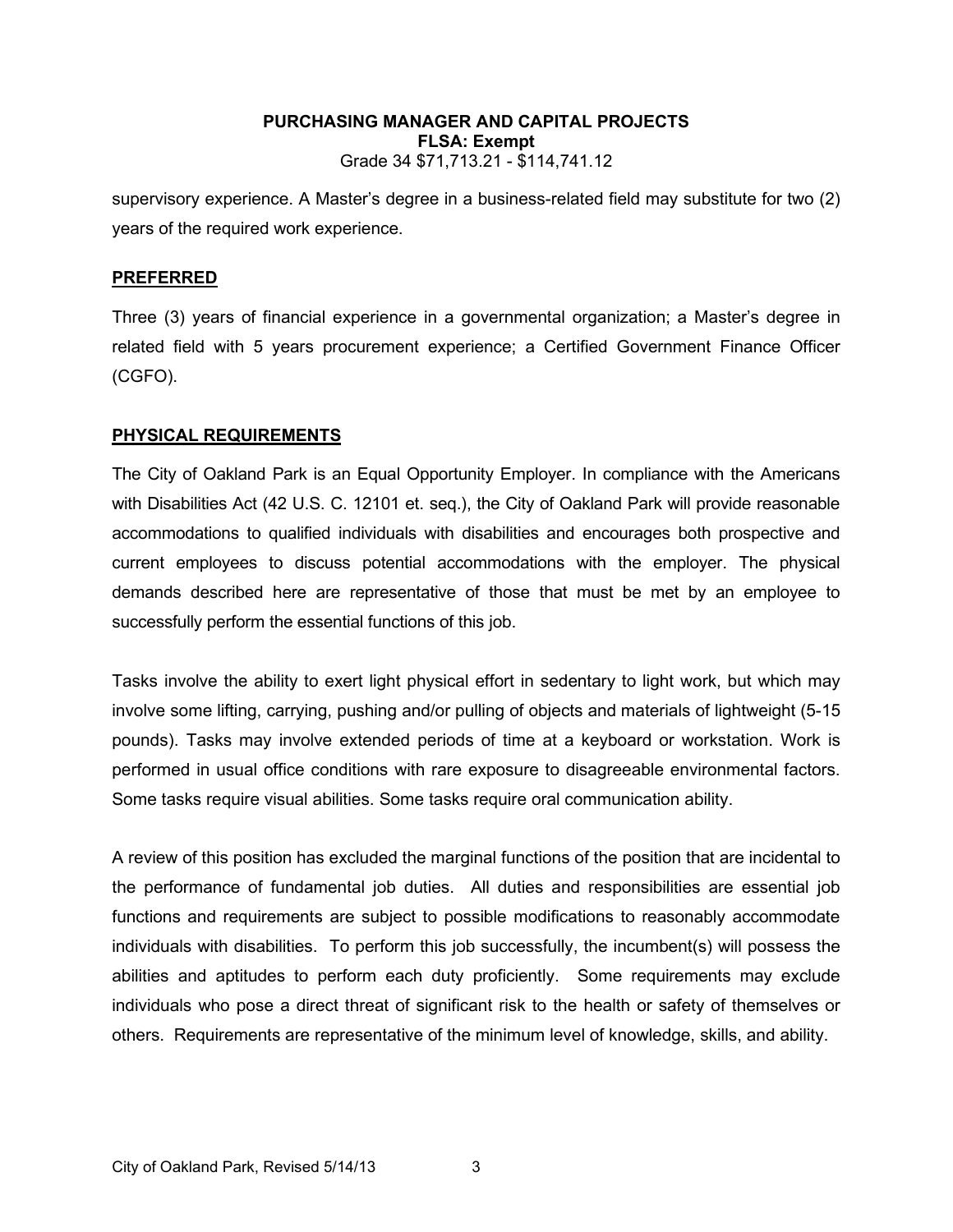supervisory experience. A Master's degree in a business-related field may substitute for two (2) years of the required work experience.

## PREFERRED

Three (3) years of financial experience in a governmental organization; a Master's degree in related field with 5 years procurement experience; a Certified Government Finance Officer (CGFO).

## PHYSICAL REQUIREMENTS

The City of Oakland Park is an Equal Opportunity Employer. In compliance with the Americans with Disabilities Act (42 U.S. C. 12101 et. seq.), the City of Oakland Park will provide reasonable accommodations to qualified individuals with disabilities and encourages both prospective and current employees to discuss potential accommodations with the employer. The physical demands described here are representative of those that must be met by an employee to successfully perform the essential functions of this job.

Tasks involve the ability to exert light physical effort in sedentary to light work, but which may involve some lifting, carrying, pushing and/or pulling of objects and materials of lightweight (5-15 pounds). Tasks may involve extended periods of time at a keyboard or workstation. Work is performed in usual office conditions with rare exposure to disagreeable environmental factors. Some tasks require visual abilities. Some tasks require oral communication ability.

A review of this position has excluded the marginal functions of the position that are incidental to the performance of fundamental job duties. All duties and responsibilities are essential job functions and requirements are subject to possible modifications to reasonably accommodate individuals with disabilities. To perform this job successfully, the incumbent(s) will possess the abilities and aptitudes to perform each duty proficiently. Some requirements may exclude individuals who pose a direct threat of significant risk to the health or safety of themselves or others. Requirements are representative of the minimum level of knowledge, skills, and ability.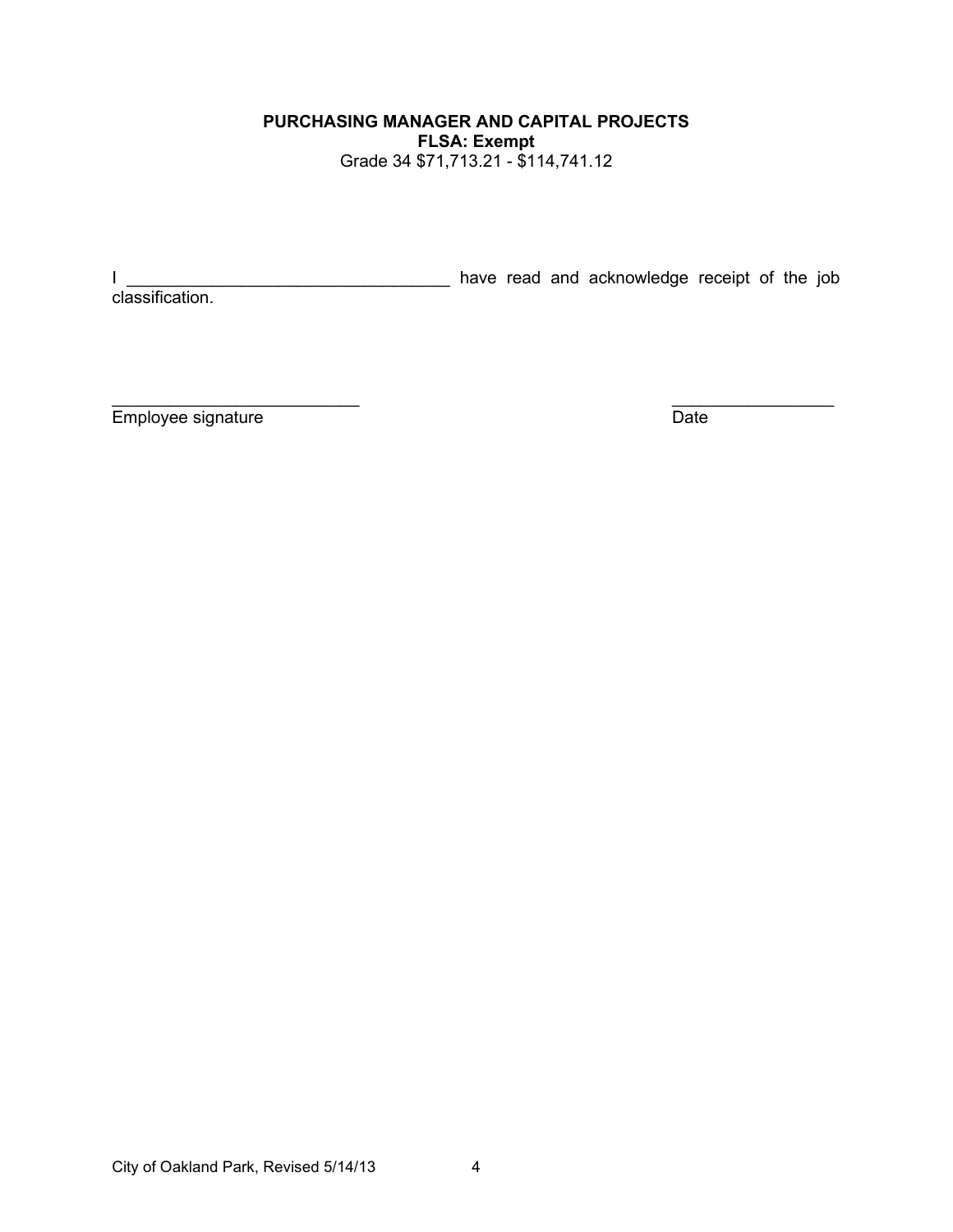**PURCHASING MANAGER AND CAPITAL PROJECTS**
**FLSA: Exempt**
Grade 34 $71,713.21 - $114,741.12

I __________________________________ have read and acknowledge receipt of the job classification.

__________________________ Employee signature

_________________ Date